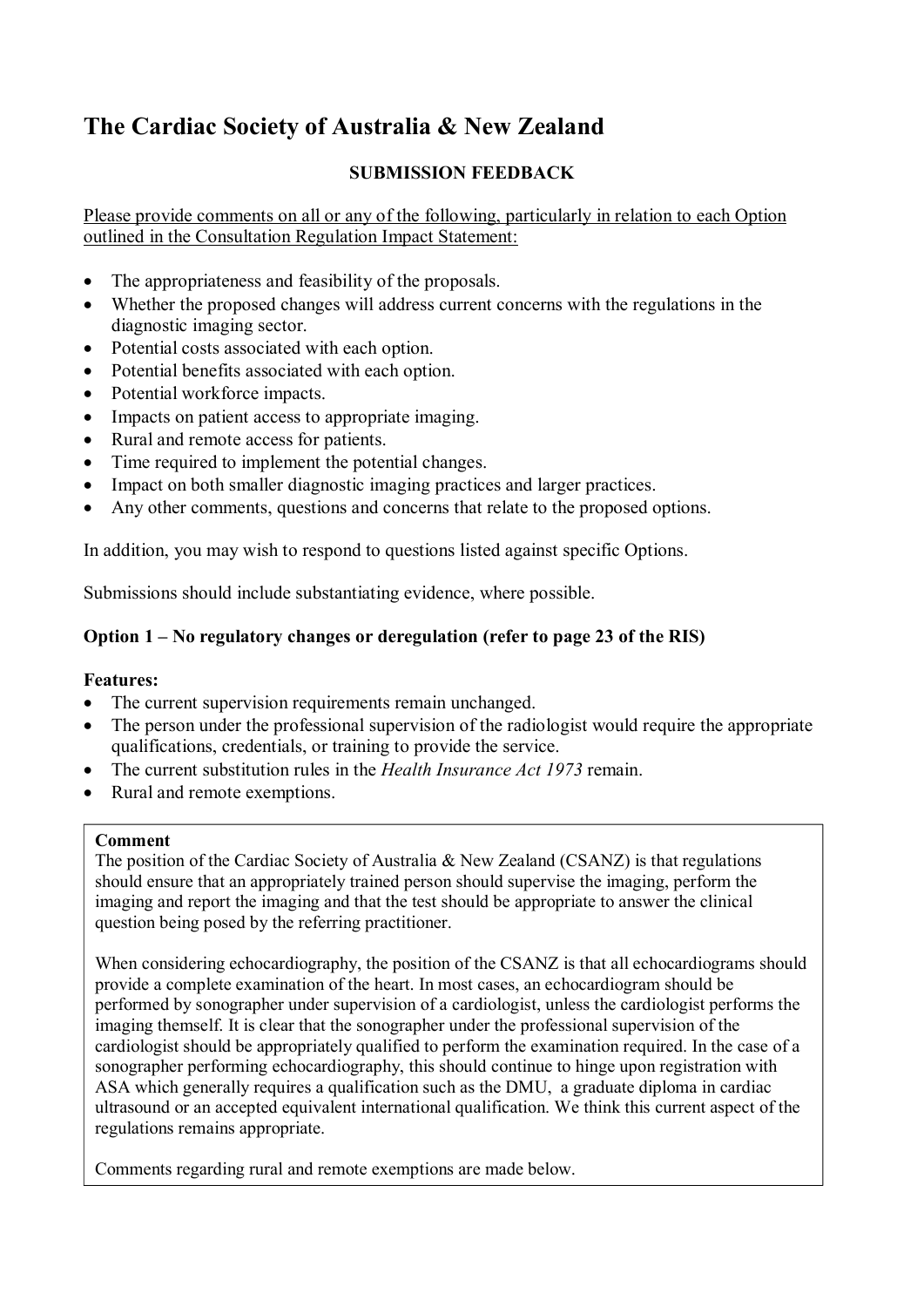# The Cardiac Society of Australia & New Zealand

**SUBMISSION FEEDBACK**

Please provide comments on all or any of the following, particularly in relation to each Option outlined in the Consultation Regulation Impact Statement:

- The appropriateness and feasibility of the proposals.
- Whether the proposed changes will address current concerns with the regulations in the diagnostic imaging sector.
- Potential costs associated with each option.
- Potential benefits associated with each option.
- Potential workforce impacts.
- Impacts on patient access to appropriate imaging.
- Rural and remote access for patients.
- Time required to implement the potential changes.
- Impact on both smaller diagnostic imaging practices and larger practices.
- Any other comments, questions and concerns that relate to the proposed options.

In addition, you may wish to respond to questions listed against specific Options.

Submissions should include substantiating evidence, where possible.

### Option 1 – No regulatory changes or deregulation (refer to page 23 of the RIS)

**Features:**

- The current supervision requirements remain unchanged.
- The person under the professional supervision of the radiologist would require the appropriate qualifications, credentials, or training to provide the service.
- The current substitution rules in the *Health Insurance Act 1973* remain.
- Rural and remote exemptions.

**Comment**

The position of the Cardiac Society of Australia & New Zealand (CSANZ) is that regulations should ensure that an appropriately trained person should supervise the imaging, perform the imaging and report the imaging and that the test should be appropriate to answer the clinical question being posed by the referring practitioner.

When considering echocardiography, the position of the CSANZ is that all echocardiograms should provide a complete examination of the heart. In most cases, an echocardiogram should be performed by sonographer under supervision of a cardiologist, unless the cardiologist performs the imaging themself. It is clear that the sonographer under the professional supervision of the cardiologist should be appropriately qualified to perform the examination required. In the case of a sonographer performing echocardiography, this should continue to hinge upon registration with ASA which generally requires a qualification such as the DMU, a graduate diploma in cardiac ultrasound or an accepted equivalent international qualification. We think this current aspect of the regulations remains appropriate.

Comments regarding rural and remote exemptions are made below.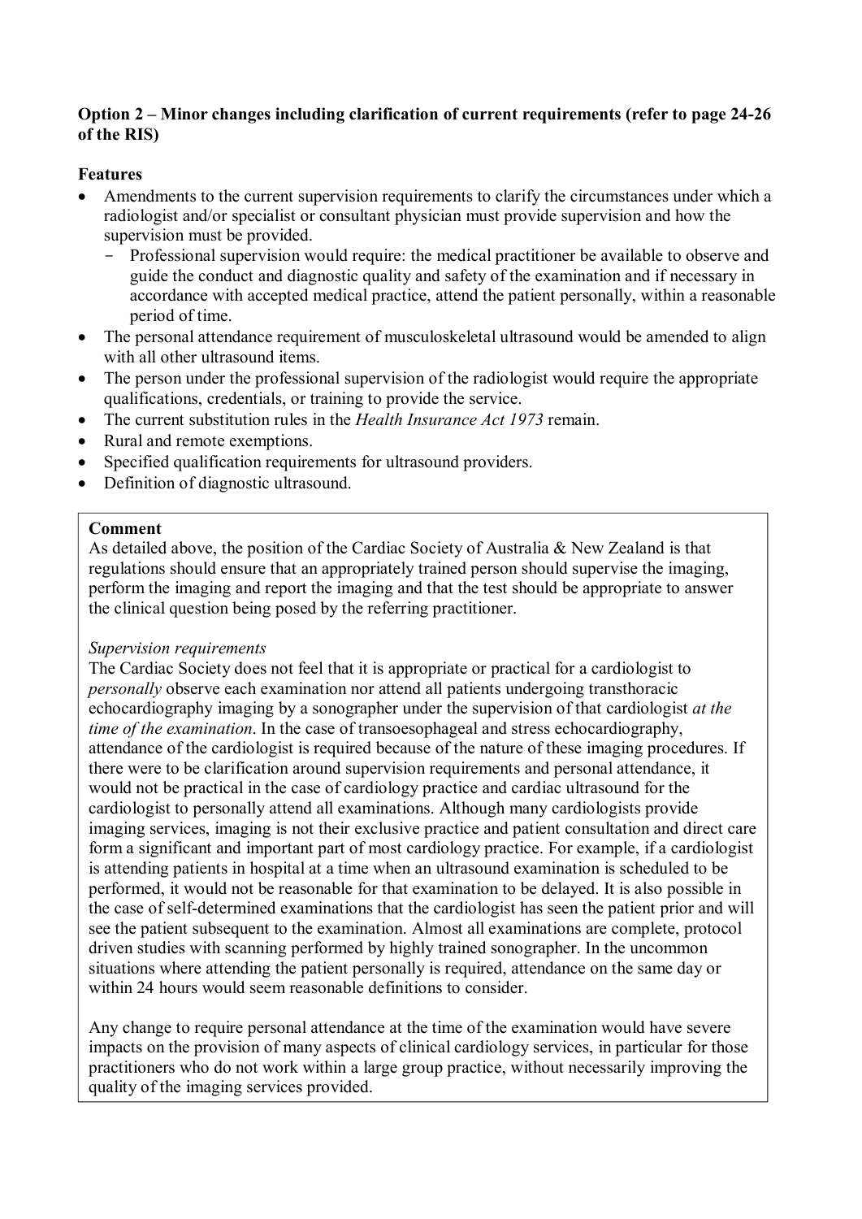**Option 2 – Minor changes including clarification of current requirements (refer to page 24-26 of the RIS)**

**Features**

- Amendments to the current supervision requirements to clarify the circumstances under which a radiologist and/or specialist or consultant physician must provide supervision and how the supervision must be provided.
  - Professional supervision would require: the medical practitioner be available to observe and guide the conduct and diagnostic quality and safety of the examination and if necessary in accordance with accepted medical practice, attend the patient personally, within a reasonable period of time.
- The personal attendance requirement of musculoskeletal ultrasound would be amended to align with all other ultrasound items.
- The person under the professional supervision of the radiologist would require the appropriate qualifications, credentials, or training to provide the service.
- The current substitution rules in the *Health Insurance Act 1973* remain.
- Rural and remote exemptions.
- Specified qualification requirements for ultrasound providers.
- Definition of diagnostic ultrasound.

**Comment**

As detailed above, the position of the Cardiac Society of Australia & New Zealand is that regulations should ensure that an appropriately trained person should supervise the imaging, perform the imaging and report the imaging and that the test should be appropriate to answer the clinical question being posed by the referring practitioner.

*Supervision requirements*

The Cardiac Society does not feel that it is appropriate or practical for a cardiologist to *personally* observe each examination nor attend all patients undergoing transthoracic echocardiography imaging by a sonographer under the supervision of that cardiologist *at the time of the examination*. In the case of transoesophageal and stress echocardiography, attendance of the cardiologist is required because of the nature of these imaging procedures. If there were to be clarification around supervision requirements and personal attendance, it would not be practical in the case of cardiology practice and cardiac ultrasound for the cardiologist to personally attend all examinations. Although many cardiologists provide imaging services, imaging is not their exclusive practice and patient consultation and direct care form a significant and important part of most cardiology practice. For example, if a cardiologist is attending patients in hospital at a time when an ultrasound examination is scheduled to be performed, it would not be reasonable for that examination to be delayed. It is also possible in the case of self-determined examinations that the cardiologist has seen the patient prior and will see the patient subsequent to the examination. Almost all examinations are complete, protocol driven studies with scanning performed by highly trained sonographer. In the uncommon situations where attending the patient personally is required, attendance on the same day or within 24 hours would seem reasonable definitions to consider.

Any change to require personal attendance at the time of the examination would have severe impacts on the provision of many aspects of clinical cardiology services, in particular for those practitioners who do not work within a large group practice, without necessarily improving the quality of the imaging services provided.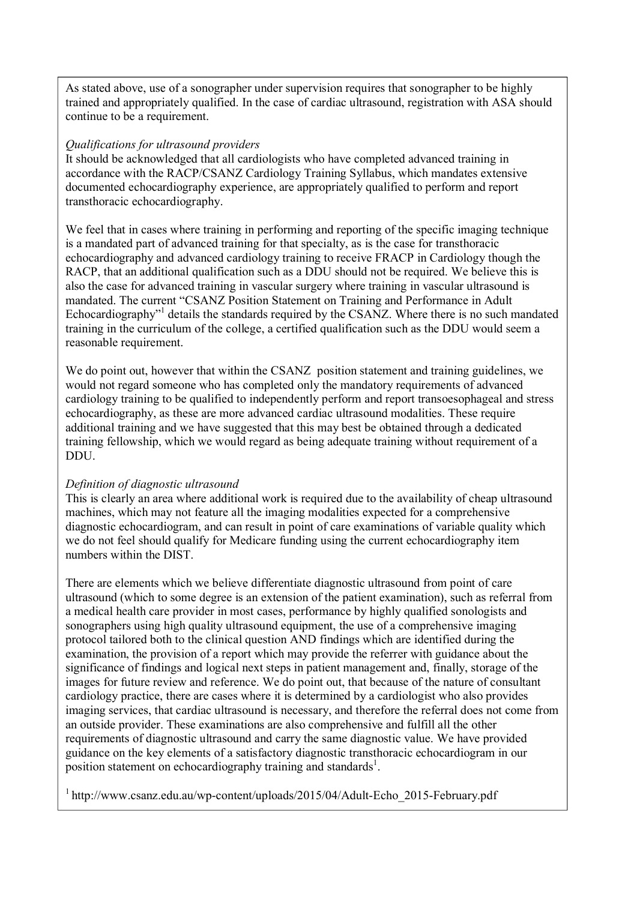As stated above, use of a sonographer under supervision requires that sonographer to be highly trained and appropriately qualified. In the case of cardiac ultrasound, registration with ASA should continue to be a requirement.

*Qualifications for ultrasound providers*

It should be acknowledged that all cardiologists who have completed advanced training in accordance with the RACP/CSANZ Cardiology Training Syllabus, which mandates extensive documented echocardiography experience, are appropriately qualified to perform and report transthoracic echocardiography.

We feel that in cases where training in performing and reporting of the specific imaging technique is a mandated part of advanced training for that specialty, as is the case for transthoracic echocardiography and advanced cardiology training to receive FRACP in Cardiology though the RACP, that an additional qualification such as a DDU should not be required. We believe this is also the case for advanced training in vascular surgery where training in vascular ultrasound is mandated. The current "CSANZ Position Statement on Training and Performance in Adult Echocardiography"[1] details the standards required by the CSANZ. Where there is no such mandated training in the curriculum of the college, a certified qualification such as the DDU would seem a reasonable requirement.

We do point out, however that within the CSANZ position statement and training guidelines, we would not regard someone who has completed only the mandatory requirements of advanced cardiology training to be qualified to independently perform and report transoesophageal and stress echocardiography, as these are more advanced cardiac ultrasound modalities. These require additional training and we have suggested that this may best be obtained through a dedicated training fellowship, which we would regard as being adequate training without requirement of a DDU.

*Definition of diagnostic ultrasound*

This is clearly an area where additional work is required due to the availability of cheap ultrasound machines, which may not feature all the imaging modalities expected for a comprehensive diagnostic echocardiogram, and can result in point of care examinations of variable quality which we do not feel should qualify for Medicare funding using the current echocardiography item numbers within the DIST.

There are elements which we believe differentiate diagnostic ultrasound from point of care ultrasound (which to some degree is an extension of the patient examination), such as referral from a medical health care provider in most cases, performance by highly qualified sonologists and sonographers using high quality ultrasound equipment, the use of a comprehensive imaging protocol tailored both to the clinical question AND findings which are identified during the examination, the provision of a report which may provide the referrer with guidance about the significance of findings and logical next steps in patient management and, finally, storage of the images for future review and reference. We do point out, that because of the nature of consultant cardiology practice, there are cases where it is determined by a cardiologist who also provides imaging services, that cardiac ultrasound is necessary, and therefore the referral does not come from an outside provider. These examinations are also comprehensive and fulfill all the other requirements of diagnostic ultrasound and carry the same diagnostic value. We have provided guidance on the key elements of a satisfactory diagnostic transthoracic echocardiogram in our position statement on echocardiography training and standards[1].

[1] http://www.csanz.edu.au/wp-content/uploads/2015/04/Adult-Echo_2015-February.pdf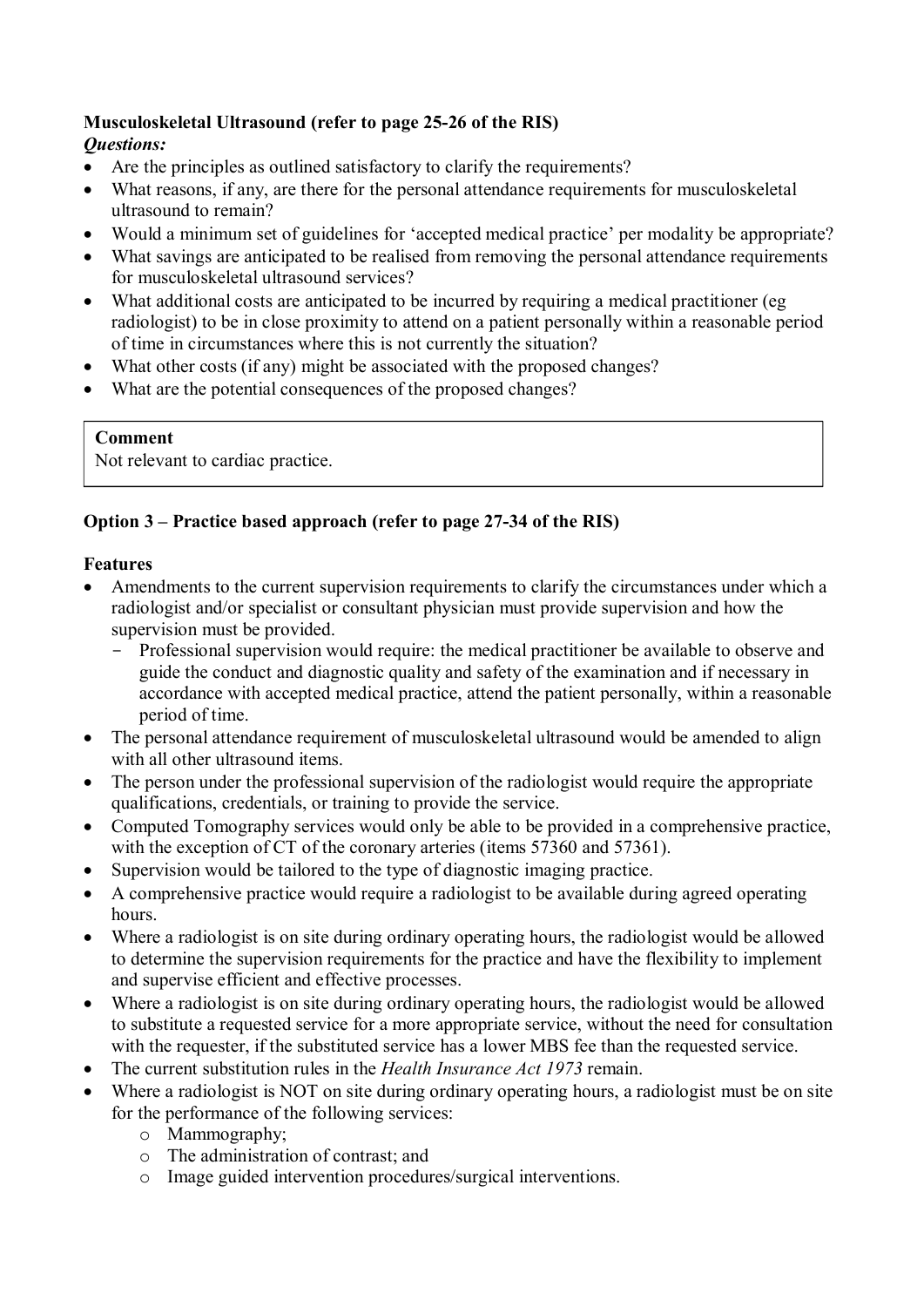**Musculoskeletal Ultrasound (refer to page 25-26 of the RIS)**

***Questions:***

- Are the principles as outlined satisfactory to clarify the requirements?
- What reasons, if any, are there for the personal attendance requirements for musculoskeletal ultrasound to remain?
- Would a minimum set of guidelines for 'accepted medical practice' per modality be appropriate?
- What savings are anticipated to be realised from removing the personal attendance requirements for musculoskeletal ultrasound services?
- What additional costs are anticipated to be incurred by requiring a medical practitioner (eg radiologist) to be in close proximity to attend on a patient personally within a reasonable period of time in circumstances where this is not currently the situation?
- What other costs (if any) might be associated with the proposed changes?
- What are the potential consequences of the proposed changes?

| **Comment** |
| --- |
| Not relevant to cardiac practice. |

**Option 3 – Practice based approach (refer to page 27-34 of the RIS)**

**Features**

- Amendments to the current supervision requirements to clarify the circumstances under which a radiologist and/or specialist or consultant physician must provide supervision and how the supervision must be provided.
  - Professional supervision would require: the medical practitioner be available to observe and guide the conduct and diagnostic quality and safety of the examination and if necessary in accordance with accepted medical practice, attend the patient personally, within a reasonable period of time.
- The personal attendance requirement of musculoskeletal ultrasound would be amended to align with all other ultrasound items.
- The person under the professional supervision of the radiologist would require the appropriate qualifications, credentials, or training to provide the service.
- Computed Tomography services would only be able to be provided in a comprehensive practice, with the exception of CT of the coronary arteries (items 57360 and 57361).
- Supervision would be tailored to the type of diagnostic imaging practice.
- A comprehensive practice would require a radiologist to be available during agreed operating hours.
- Where a radiologist is on site during ordinary operating hours, the radiologist would be allowed to determine the supervision requirements for the practice and have the flexibility to implement and supervise efficient and effective processes.
- Where a radiologist is on site during ordinary operating hours, the radiologist would be allowed to substitute a requested service for a more appropriate service, without the need for consultation with the requester, if the substituted service has a lower MBS fee than the requested service.
- The current substitution rules in the *Health Insurance Act 1973* remain.
- Where a radiologist is NOT on site during ordinary operating hours, a radiologist must be on site for the performance of the following services:
  - Mammography;
  - The administration of contrast; and
  - Image guided intervention procedures/surgical interventions.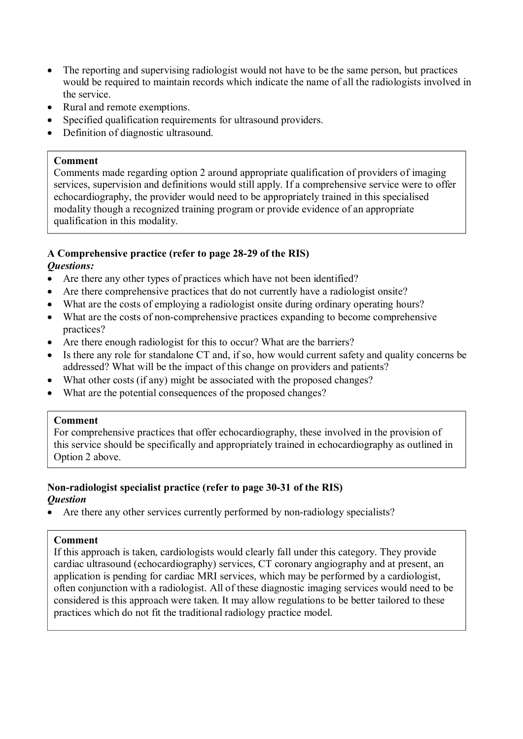- The reporting and supervising radiologist would not have to be the same person, but practices would be required to maintain records which indicate the name of all the radiologists involved in the service.
- Rural and remote exemptions.
- Specified qualification requirements for ultrasound providers.
- Definition of diagnostic ultrasound.

> **Comment**
> Comments made regarding option 2 around appropriate qualification of providers of imaging services, supervision and definitions would still apply. If a comprehensive service were to offer echocardiography, the provider would need to be appropriately trained in this specialised modality though a recognized training program or provide evidence of an appropriate qualification in this modality.

**A Comprehensive practice (refer to page 28-29 of the RIS)**
***Questions:***

- Are there any other types of practices which have not been identified?
- Are there comprehensive practices that do not currently have a radiologist onsite?
- What are the costs of employing a radiologist onsite during ordinary operating hours?
- What are the costs of non-comprehensive practices expanding to become comprehensive practices?
- Are there enough radiologist for this to occur? What are the barriers?
- Is there any role for standalone CT and, if so, how would current safety and quality concerns be addressed? What will be the impact of this change on providers and patients?
- What other costs (if any) might be associated with the proposed changes?
- What are the potential consequences of the proposed changes?

> **Comment**
> For comprehensive practices that offer echocardiography, these involved in the provision of this service should be specifically and appropriately trained in echocardiography as outlined in Option 2 above.

**Non-radiologist specialist practice (refer to page 30-31 of the RIS)**
***Question***

- Are there any other services currently performed by non-radiology specialists?

> **Comment**
> If this approach is taken, cardiologists would clearly fall under this category. They provide cardiac ultrasound (echocardiography) services, CT coronary angiography and at present, an application is pending for cardiac MRI services, which may be performed by a cardiologist, often conjunction with a radiologist. All of these diagnostic imaging services would need to be considered is this approach were taken. It may allow regulations to be better tailored to these practices which do not fit the traditional radiology practice model.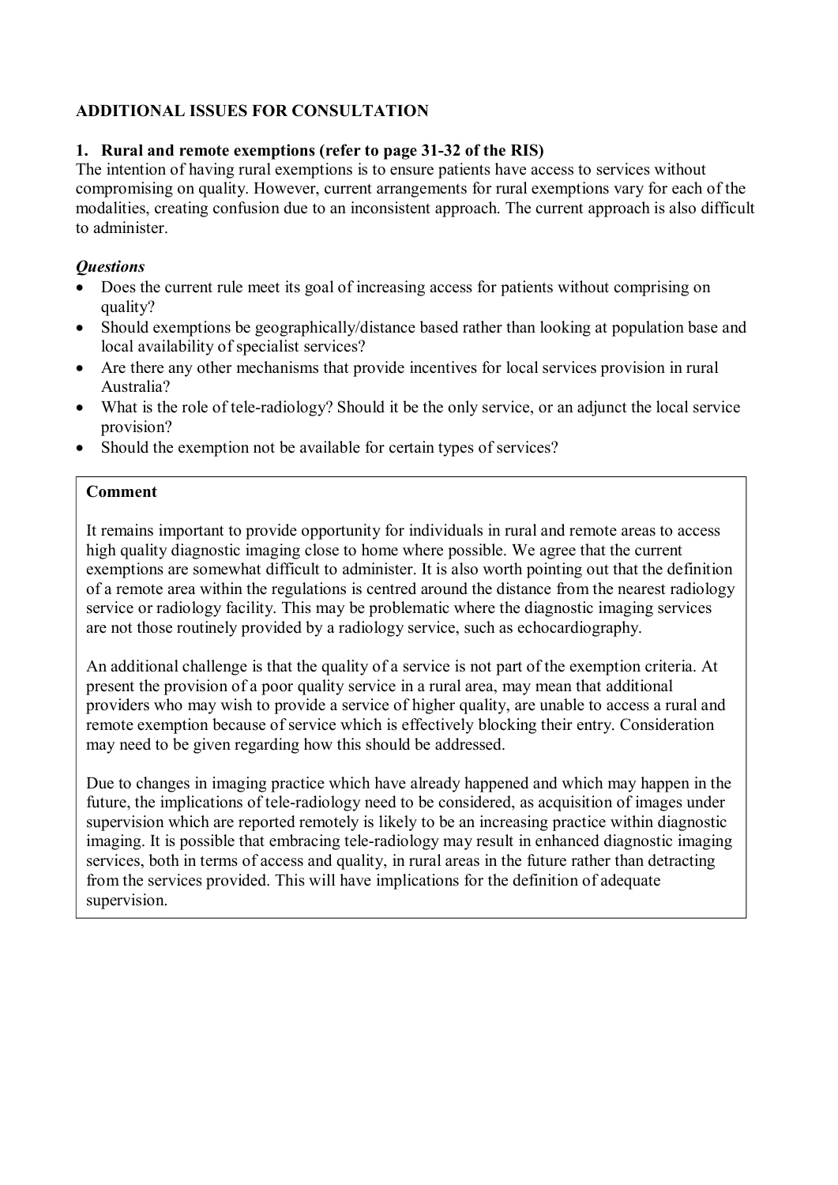## ADDITIONAL ISSUES FOR CONSULTATION

### 1. Rural and remote exemptions (refer to page 31-32 of the RIS)

The intention of having rural exemptions is to ensure patients have access to services without compromising on quality. However, current arrangements for rural exemptions vary for each of the modalities, creating confusion due to an inconsistent approach. The current approach is also difficult to administer.

***Questions***

- Does the current rule meet its goal of increasing access for patients without comprising on quality?
- Should exemptions be geographically/distance based rather than looking at population base and local availability of specialist services?
- Are there any other mechanisms that provide incentives for local services provision in rural Australia?
- What is the role of tele-radiology? Should it be the only service, or an adjunct the local service provision?
- Should the exemption not be available for certain types of services?

**Comment**

It remains important to provide opportunity for individuals in rural and remote areas to access high quality diagnostic imaging close to home where possible. We agree that the current exemptions are somewhat difficult to administer. It is also worth pointing out that the definition of a remote area within the regulations is centred around the distance from the nearest radiology service or radiology facility. This may be problematic where the diagnostic imaging services are not those routinely provided by a radiology service, such as echocardiography.

An additional challenge is that the quality of a service is not part of the exemption criteria. At present the provision of a poor quality service in a rural area, may mean that additional providers who may wish to provide a service of higher quality, are unable to access a rural and remote exemption because of service which is effectively blocking their entry. Consideration may need to be given regarding how this should be addressed.

Due to changes in imaging practice which have already happened and which may happen in the future, the implications of tele-radiology need to be considered, as acquisition of images under supervision which are reported remotely is likely to be an increasing practice within diagnostic imaging. It is possible that embracing tele-radiology may result in enhanced diagnostic imaging services, both in terms of access and quality, in rural areas in the future rather than detracting from the services provided. This will have implications for the definition of adequate supervision.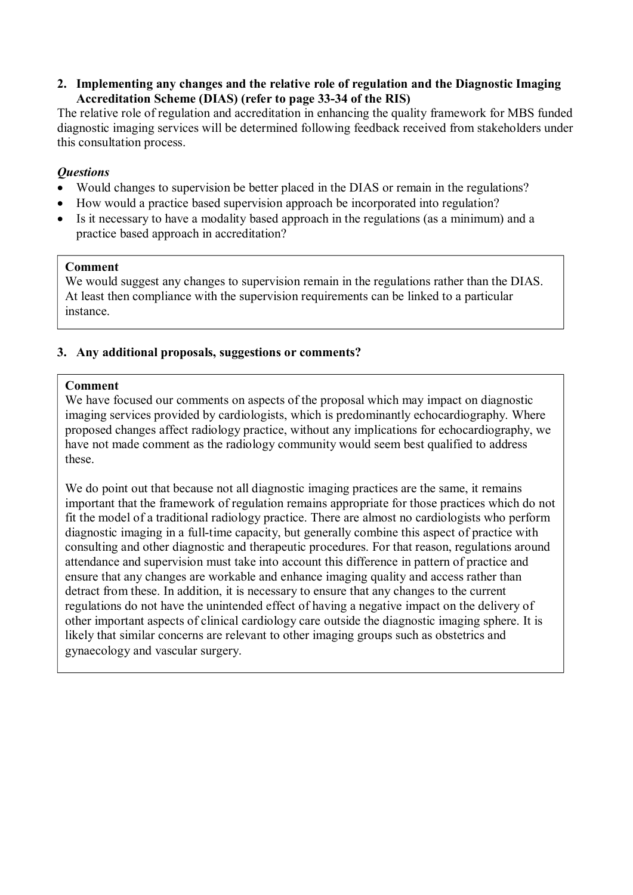**2. Implementing any changes and the relative role of regulation and the Diagnostic Imaging Accreditation Scheme (DIAS) (refer to page 33-34 of the RIS)**

The relative role of regulation and accreditation in enhancing the quality framework for MBS funded diagnostic imaging services will be determined following feedback received from stakeholders under this consultation process.

***Questions***

- Would changes to supervision be better placed in the DIAS or remain in the regulations?
- How would a practice based supervision approach be incorporated into regulation?
- Is it necessary to have a modality based approach in the regulations (as a minimum) and a practice based approach in accreditation?

**Comment**

We would suggest any changes to supervision remain in the regulations rather than the DIAS. At least then compliance with the supervision requirements can be linked to a particular instance.

**3. Any additional proposals, suggestions or comments?**

**Comment**

We have focused our comments on aspects of the proposal which may impact on diagnostic imaging services provided by cardiologists, which is predominantly echocardiography. Where proposed changes affect radiology practice, without any implications for echocardiography, we have not made comment as the radiology community would seem best qualified to address these.

We do point out that because not all diagnostic imaging practices are the same, it remains important that the framework of regulation remains appropriate for those practices which do not fit the model of a traditional radiology practice. There are almost no cardiologists who perform diagnostic imaging in a full-time capacity, but generally combine this aspect of practice with consulting and other diagnostic and therapeutic procedures. For that reason, regulations around attendance and supervision must take into account this difference in pattern of practice and ensure that any changes are workable and enhance imaging quality and access rather than detract from these. In addition, it is necessary to ensure that any changes to the current regulations do not have the unintended effect of having a negative impact on the delivery of other important aspects of clinical cardiology care outside the diagnostic imaging sphere. It is likely that similar concerns are relevant to other imaging groups such as obstetrics and gynaecology and vascular surgery.